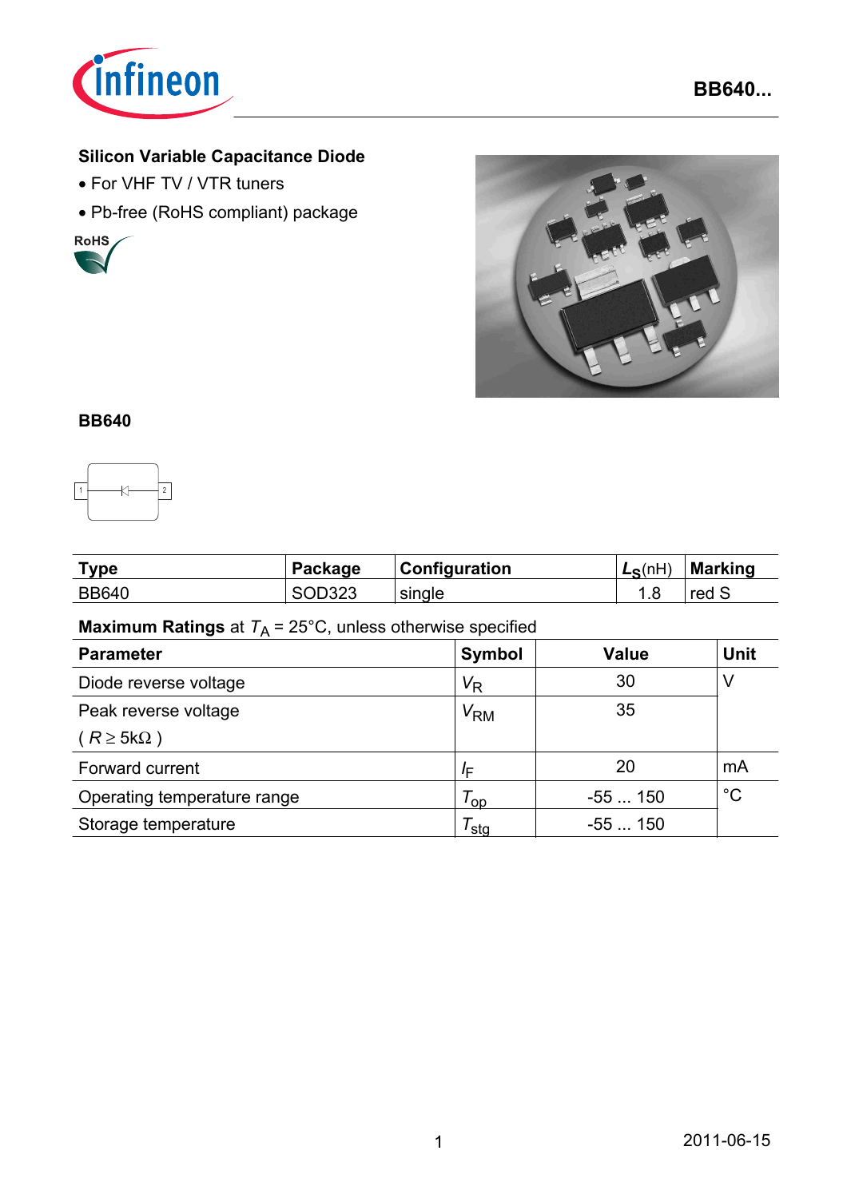**Silicon Variable Capacitance Diode**

- For VHF TV / VTR tuners
- Pb-free (RoHS compliant) package

RoHS

**BB640**

1 2

| Type | Package | Configuration | $L_S$(nH) | Marking |
|---|---|---|---|---|
| BB640 | SOD323 | single | 1.8 | red S |

**Maximum Ratings** at $T_A$ = 25°C, unless otherwise specified

| Parameter | Symbol | Value | Unit |
|---|---|---|---|
| Diode reverse voltage | $V_R$ | 30 | V |
| Peak reverse voltage ( $R \geq 5\text{k}\Omega$ ) | $V_{RM}$ | 35 | |
| Forward current | $I_F$ | 20 | mA |
| Operating temperature range | $T_{op}$ | -55 ... 150 | °C |
| Storage temperature | $T_{stg}$ | -55 ... 150 | |

2011-06-15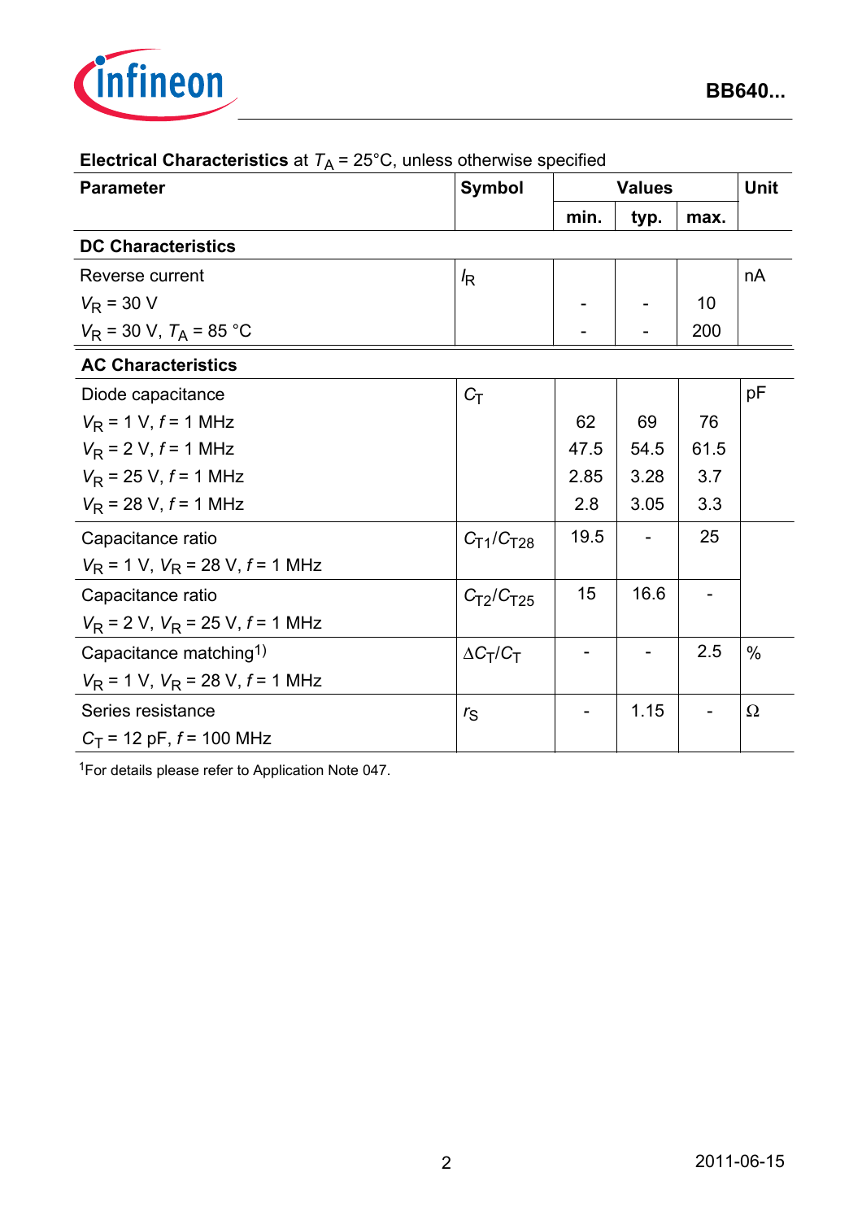**Electrical Characteristics** at $T_A$ = 25°C, unless otherwise specified

| Parameter | Symbol | Values | | | Unit |
|---|---|---|---|---|---|
| | | min. | typ. | max. | |
| **DC Characteristics** | | | | | |
| Reverse current | $I_R$ | | | | nA |
| $V_R$ = 30 V | | - | - | 10 | |
| $V_R$ = 30 V, $T_A$ = 85 °C | | - | - | 200 | |
| **AC Characteristics** | | | | | |
| Diode capacitance | $C_T$ | | | | pF |
| $V_R$ = 1 V, $f$ = 1 MHz | | 62 | 69 | 76 | |
| $V_R$ = 2 V, $f$ = 1 MHz | | 47.5 | 54.5 | 61.5 | |
| $V_R$ = 25 V, $f$ = 1 MHz | | 2.85 | 3.28 | 3.7 | |
| $V_R$ = 28 V, $f$ = 1 MHz | | 2.8 | 3.05 | 3.3 | |
| Capacitance ratio<br>$V_R$ = 1 V, $V_R$ = 28 V, $f$ = 1 MHz | $C_{T1}/C_{T28}$ | 19.5 | - | 25 | |
| Capacitance ratio<br>$V_R$ = 2 V, $V_R$ = 25 V, $f$ = 1 MHz | $C_{T2}/C_{T25}$ | 15 | 16.6 | - | |
| Capacitance matching[1]<br>$V_R$ = 1 V, $V_R$ = 28 V, $f$ = 1 MHz | $\Delta C_T/C_T$ | - | - | 2.5 | % |
| Series resistance<br>$C_T$ = 12 pF, $f$ = 100 MHz | $r_S$ | - | 1.15 | - | Ω |

[1]For details please refer to Application Note 047.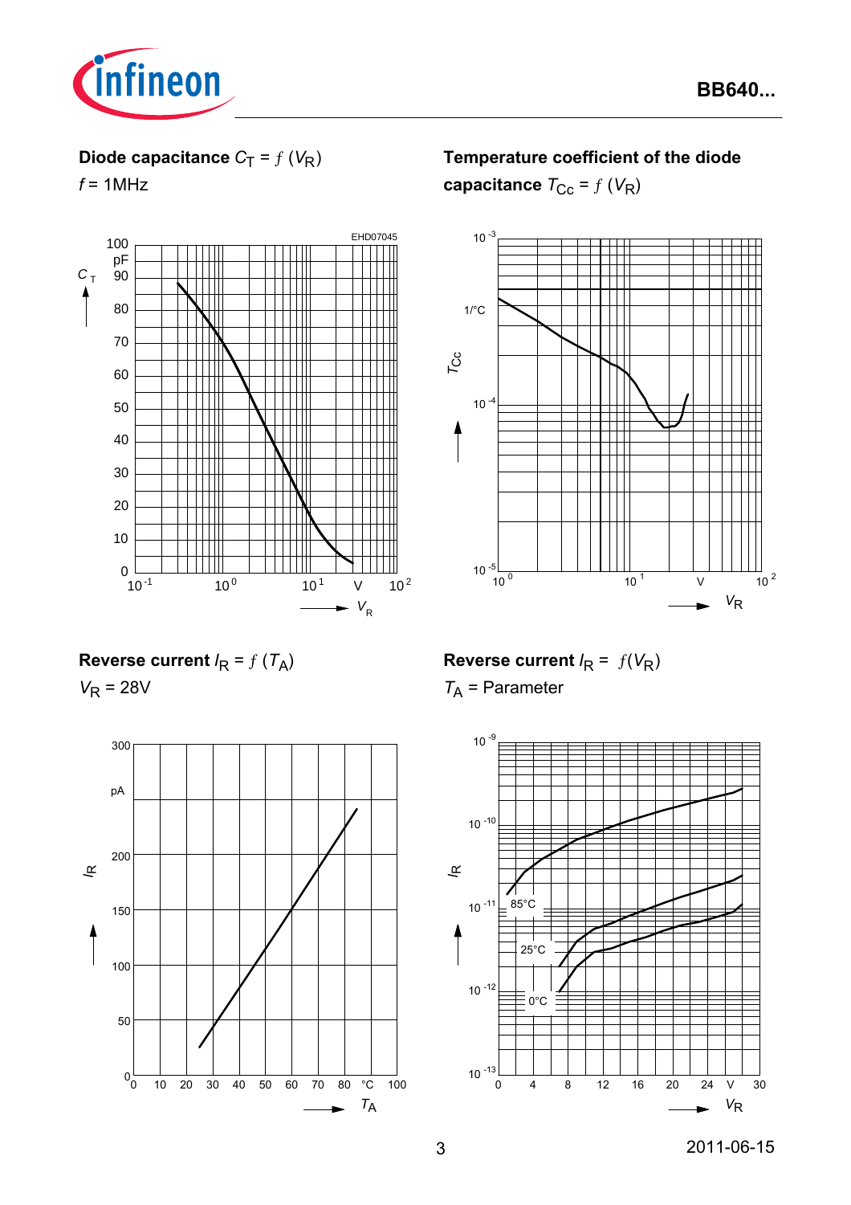**Diode capacitance $C_T = f(V_R)$**

$f$ = 1MHz

EHD07045

100
pF
$C_T$
90
80
70
60
50
40
30
20
10
0
$10^{-1}$
$10^{0}$
$10^{1}$
V
$10^{2}$
$V_R$

**Temperature coefficient of the diode capacitance $T_{Cc} = f(V_R)$**

$10^{-3}$
1/°C
$T_{Cc}$
$10^{-4}$
$10^{-5}$
$10^{0}$
$10^{1}$
V
$10^{2}$
$V_R$

**Reverse current $I_R = f(T_A)$**

$V_R$ = 28V

300
pA
$I_R$
200
150
100
50
0
0
10
20
30
40
50
60
70
80
°C
100
$T_A$

**Reverse current $I_R = f(V_R)$**

$T_A$ = Parameter

$10^{-9}$
$10^{-10}$
$I_R$
$10^{-11}$
85°C
25°C
$10^{-12}$
0°C
$10^{-13}$
0
4
8
12
16
20
24
V
30
$V_R$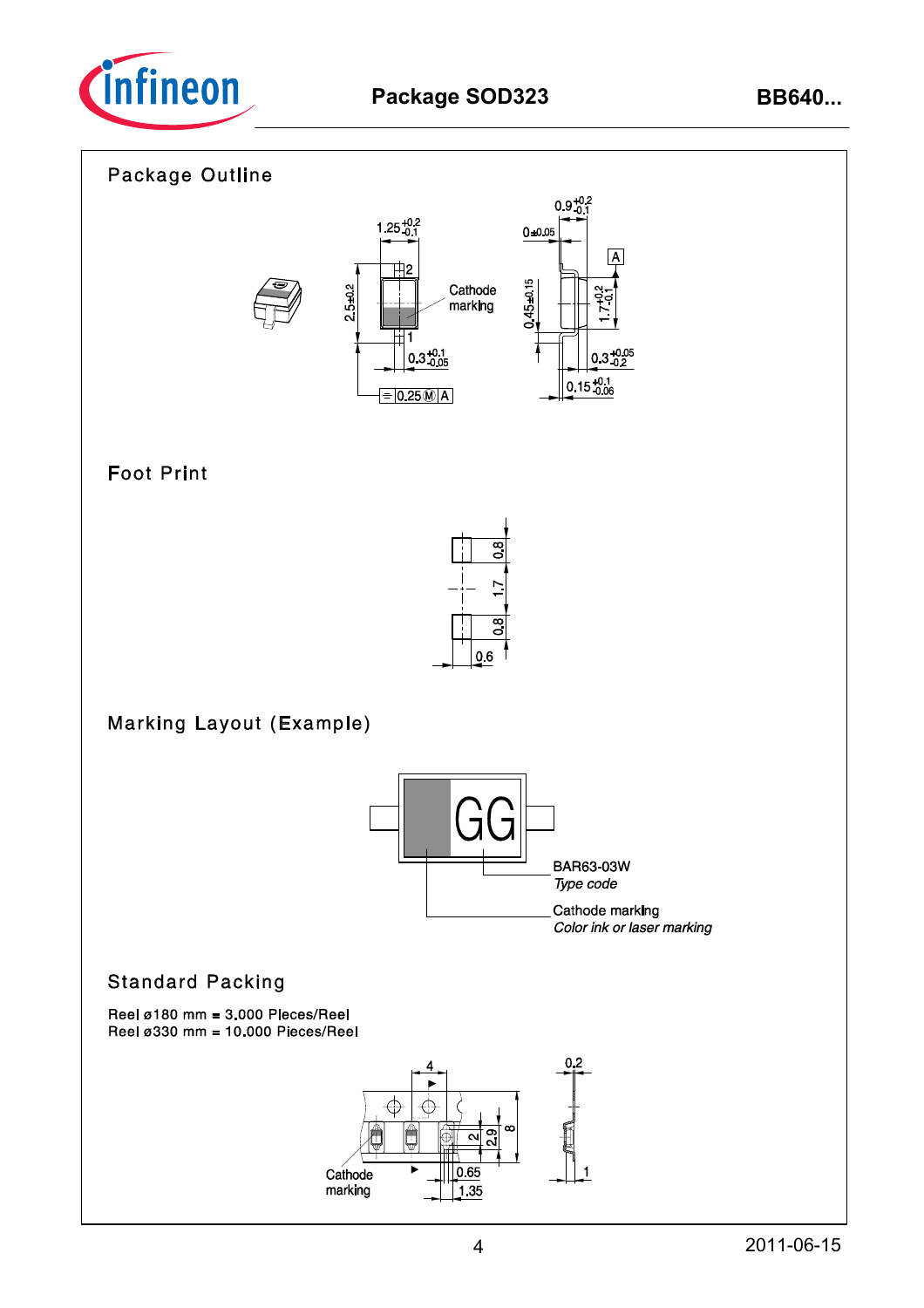# Package SOD323

## Package Outline

1.25 $^{+0.2}_{-0.1}$

2.5±0.2

Cathode marking

0.3 $^{+0.1}_{-0.05}$

0.25 Ⓜ A

0.9 $^{+0.2}_{-0.1}$

0±0.05

A

0.45±0.15

1.7 $^{+0.2}_{-0.1}$

0.3 $^{+0.05}_{-0.2}$

0.15 $^{+0.1}_{-0.06}$

## Foot Print

0.8

1.7

0.8

0.6

## Marking Layout (Example)

GG

BAR63-03W
*Type code*

Cathode marking
*Color ink or laser marking*

## Standard Packing

Reel ø180 mm = 3.000 Pieces/Reel
Reel ø330 mm = 10.000 Pieces/Reel

4

0.2

2

2.9

8

Cathode marking

0.65

1.35

1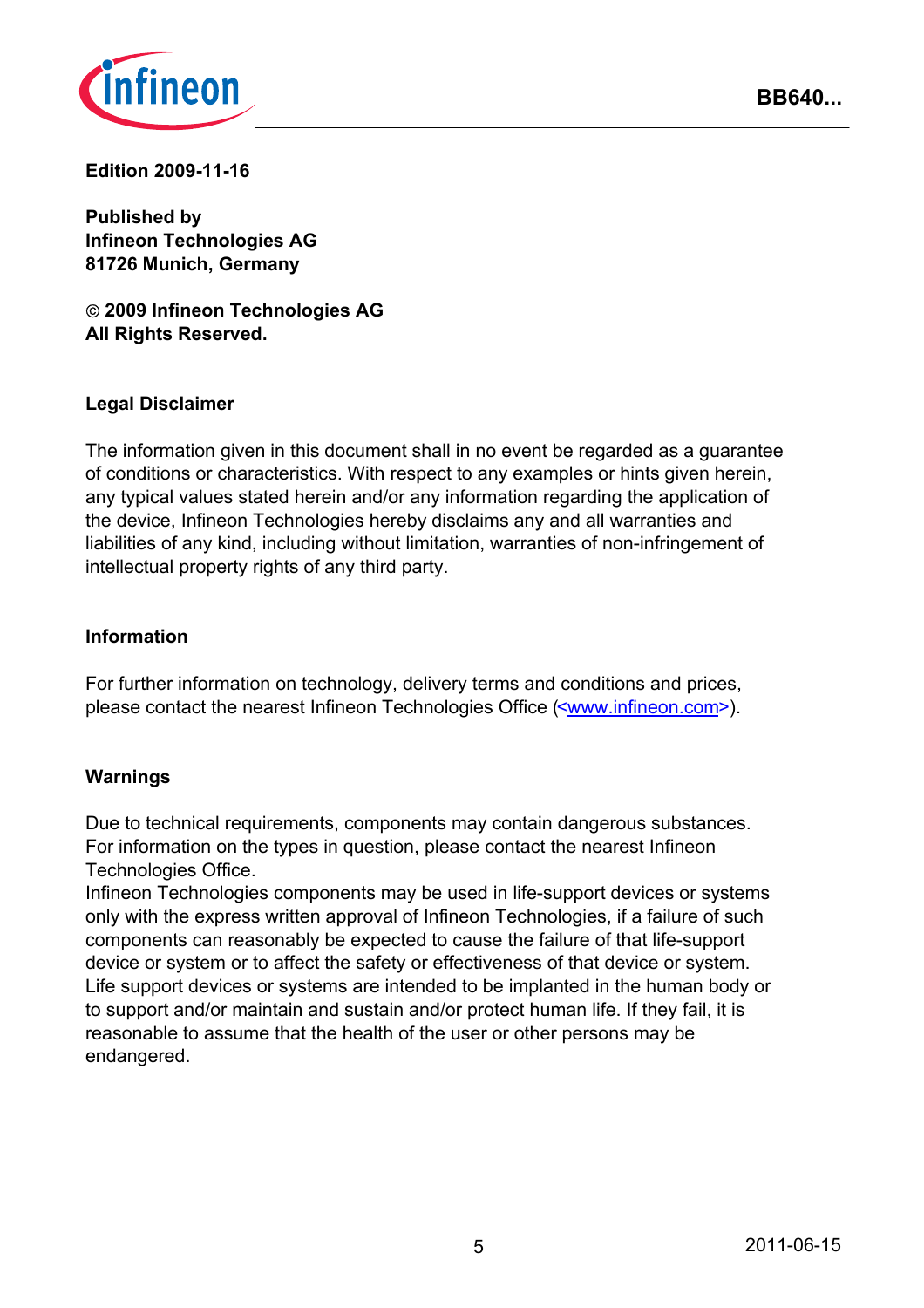**Edition 2009-11-16**

**Published by**
**Infineon Technologies AG**
**81726 Munich, Germany**

**© 2009 Infineon Technologies AG**
**All Rights Reserved.**

## Legal Disclaimer

The information given in this document shall in no event be regarded as a guarantee of conditions or characteristics. With respect to any examples or hints given herein, any typical values stated herein and/or any information regarding the application of the device, Infineon Technologies hereby disclaims any and all warranties and liabilities of any kind, including without limitation, warranties of non-infringement of intellectual property rights of any third party.

## Information

For further information on technology, delivery terms and conditions and prices, please contact the nearest Infineon Technologies Office (<www.infineon.com>).

## Warnings

Due to technical requirements, components may contain dangerous substances. For information on the types in question, please contact the nearest Infineon Technologies Office.
Infineon Technologies components may be used in life-support devices or systems only with the express written approval of Infineon Technologies, if a failure of such components can reasonably be expected to cause the failure of that life-support device or system or to affect the safety or effectiveness of that device or system. Life support devices or systems are intended to be implanted in the human body or to support and/or maintain and sustain and/or protect human life. If they fail, it is reasonable to assume that the health of the user or other persons may be endangered.